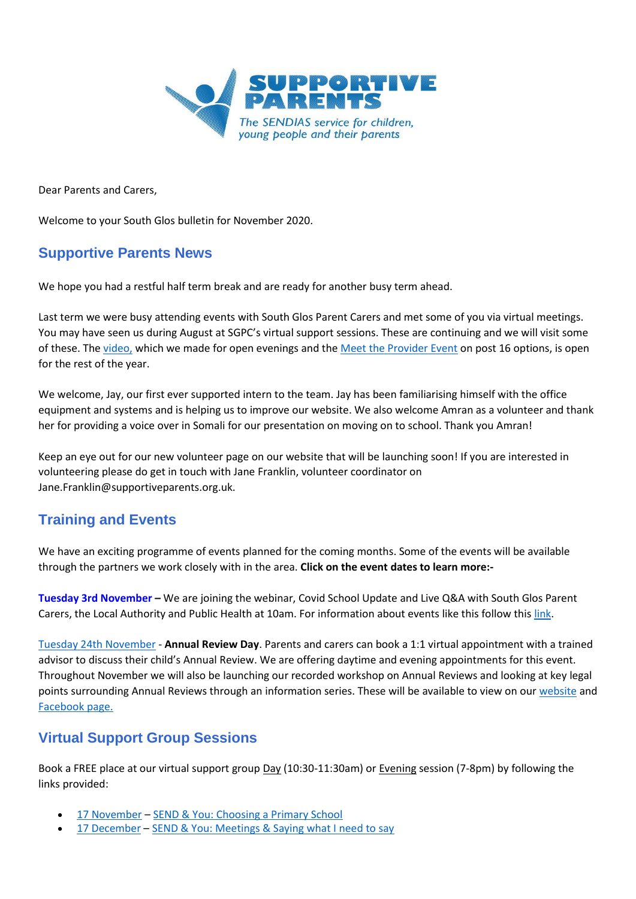SUPPORTIVE PARENTS

*The SENDIAS service for children, young people and their parents*

Dear Parents and Carers,

Welcome to your South Glos bulletin for November 2020.

## Supportive Parents News

We hope you had a restful half term break and are ready for another busy term ahead.

Last term we were busy attending events with South Glos Parent Carers and met some of you via virtual meetings. You may have seen us during August at SGPC's virtual support sessions. These are continuing and we will visit some of these. The video, which we made for open evenings and the Meet the Provider Event on post 16 options, is open for the rest of the year.

We welcome, Jay, our first ever supported intern to the team. Jay has been familiarising himself with the office equipment and systems and is helping us to improve our website. We also welcome Amran as a volunteer and thank her for providing a voice over in Somali for our presentation on moving on to school. Thank you Amran!

Keep an eye out for our new volunteer page on our website that will be launching soon! If you are interested in volunteering please do get in touch with Jane Franklin, volunteer coordinator on Jane.Franklin@supportiveparents.org.uk.

## Training and Events

We have an exciting programme of events planned for the coming months. Some of the events will be available through the partners we work closely with in the area. **Click on the event dates to learn more:-**

**Tuesday 3rd November –** We are joining the webinar, Covid School Update and Live Q&A with South Glos Parent Carers, the Local Authority and Public Health at 10am. For information about events like this follow this link.

Tuesday 24th November - **Annual Review Day**. Parents and carers can book a 1:1 virtual appointment with a trained advisor to discuss their child's Annual Review. We are offering daytime and evening appointments for this event. Throughout November we will also be launching our recorded workshop on Annual Reviews and looking at key legal points surrounding Annual Reviews through an information series. These will be available to view on our website and Facebook page.

## Virtual Support Group Sessions

Book a FREE place at our virtual support group Day (10:30-11:30am) or Evening session (7-8pm) by following the links provided:

- 17 November – SEND & You: Choosing a Primary School
- 17 December – SEND & You: Meetings & Saying what I need to say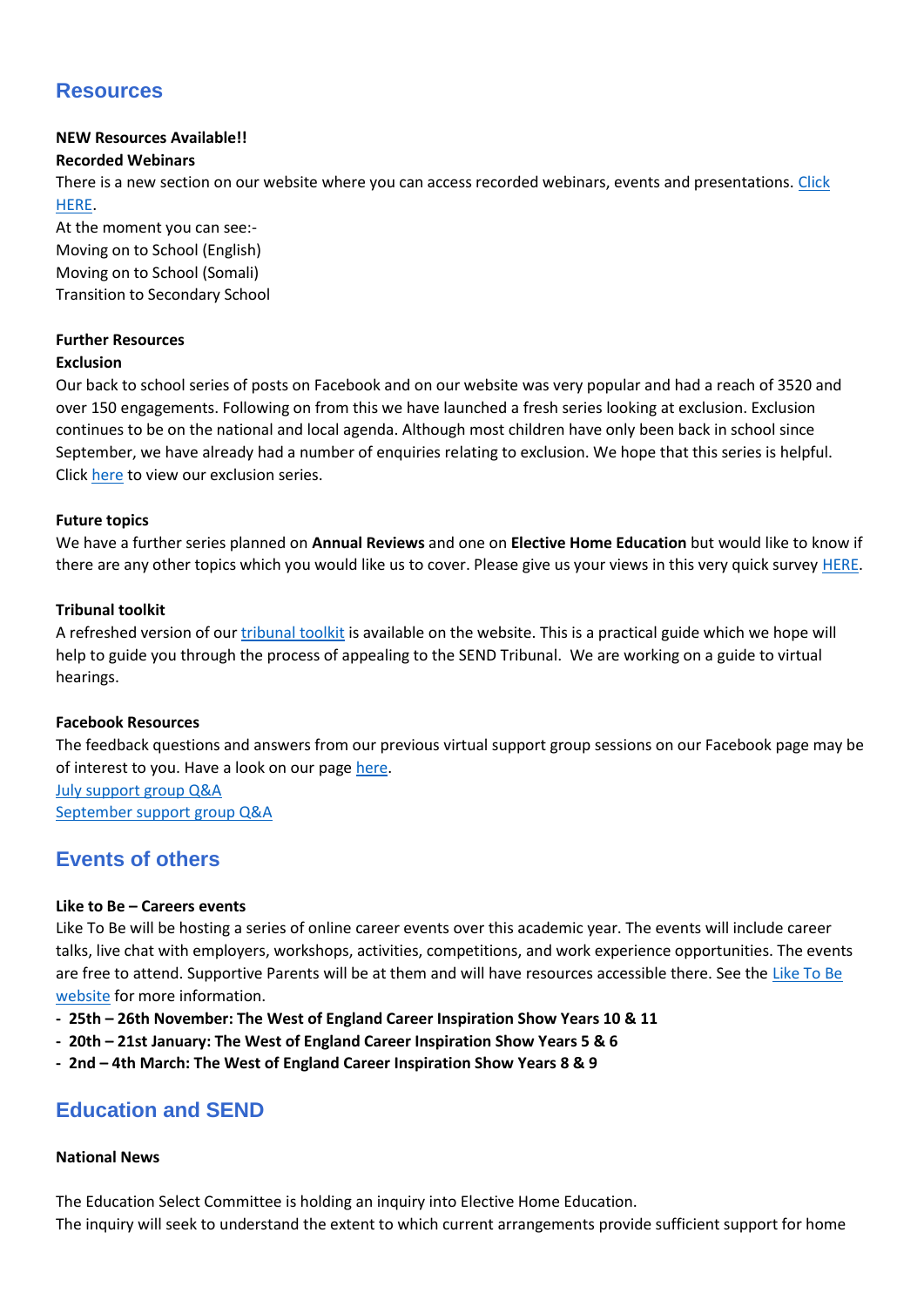## Resources

**NEW Resources Available!!**
**Recorded Webinars**
There is a new section on our website where you can access recorded webinars, events and presentations. Click HERE.
At the moment you can see:-
Moving on to School (English)
Moving on to School (Somali)
Transition to Secondary School

**Further Resources**
**Exclusion**
Our back to school series of posts on Facebook and on our website was very popular and had a reach of 3520 and over 150 engagements. Following on from this we have launched a fresh series looking at exclusion. Exclusion continues to be on the national and local agenda. Although most children have only been back in school since September, we have already had a number of enquiries relating to exclusion. We hope that this series is helpful. Click here to view our exclusion series.

**Future topics**
We have a further series planned on **Annual Reviews** and one on **Elective Home Education** but would like to know if there are any other topics which you would like us to cover. Please give us your views in this very quick survey HERE.

**Tribunal toolkit**
A refreshed version of our tribunal toolkit is available on the website. This is a practical guide which we hope will help to guide you through the process of appealing to the SEND Tribunal. We are working on a guide to virtual hearings.

**Facebook Resources**
The feedback questions and answers from our previous virtual support group sessions on our Facebook page may be of interest to you. Have a look on our page here.
July support group Q&A
September support group Q&A

## Events of others

**Like to Be – Careers events**
Like To Be will be hosting a series of online career events over this academic year. The events will include career talks, live chat with employers, workshops, activities, competitions, and work experience opportunities. The events are free to attend. Supportive Parents will be at them and will have resources accessible there. See the Like To Be website for more information.

- **25th – 26th November: The West of England Career Inspiration Show Years 10 & 11**
- **20th – 21st January: The West of England Career Inspiration Show Years 5 & 6**
- **2nd – 4th March: The West of England Career Inspiration Show Years 8 & 9**

## Education and SEND

**National News**

The Education Select Committee is holding an inquiry into Elective Home Education.
The inquiry will seek to understand the extent to which current arrangements provide sufficient support for home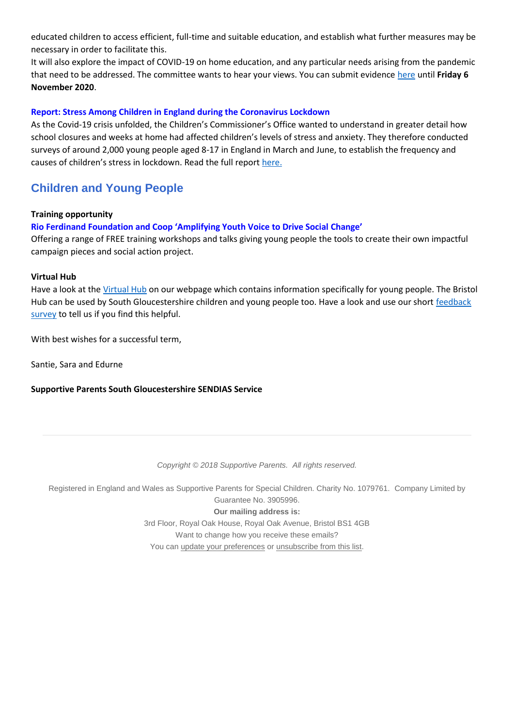educated children to access efficient, full-time and suitable education, and establish what further measures may be necessary in order to facilitate this.

It will also explore the impact of COVID-19 on home education, and any particular needs arising from the pandemic that need to be addressed. The committee wants to hear your views. You can submit evidence here until **Friday 6 November 2020**.

**Report: Stress Among Children in England during the Coronavirus Lockdown**

As the Covid-19 crisis unfolded, the Children's Commissioner's Office wanted to understand in greater detail how school closures and weeks at home had affected children's levels of stress and anxiety. They therefore conducted surveys of around 2,000 young people aged 8-17 in England in March and June, to establish the frequency and causes of children's stress in lockdown. Read the full report here.

## Children and Young People

**Training opportunity**

**Rio Ferdinand Foundation and Coop 'Amplifying Youth Voice to Drive Social Change'**

Offering a range of FREE training workshops and talks giving young people the tools to create their own impactful campaign pieces and social action project.

**Virtual Hub**

Have a look at the Virtual Hub on our webpage which contains information specifically for young people. The Bristol Hub can be used by South Gloucestershire children and young people too. Have a look and use our short feedback survey to tell us if you find this helpful.

With best wishes for a successful term,

Santie, Sara and Edurne

**Supportive Parents South Gloucestershire SENDIAS Service**

---

*Copyright © 2018 Supportive Parents. All rights reserved.*

Registered in England and Wales as Supportive Parents for Special Children. Charity No. 1079761. Company Limited by Guarantee No. 3905996.

**Our mailing address is:**

3rd Floor, Royal Oak House, Royal Oak Avenue, Bristol BS1 4GB

Want to change how you receive these emails?

You can update your preferences or unsubscribe from this list.